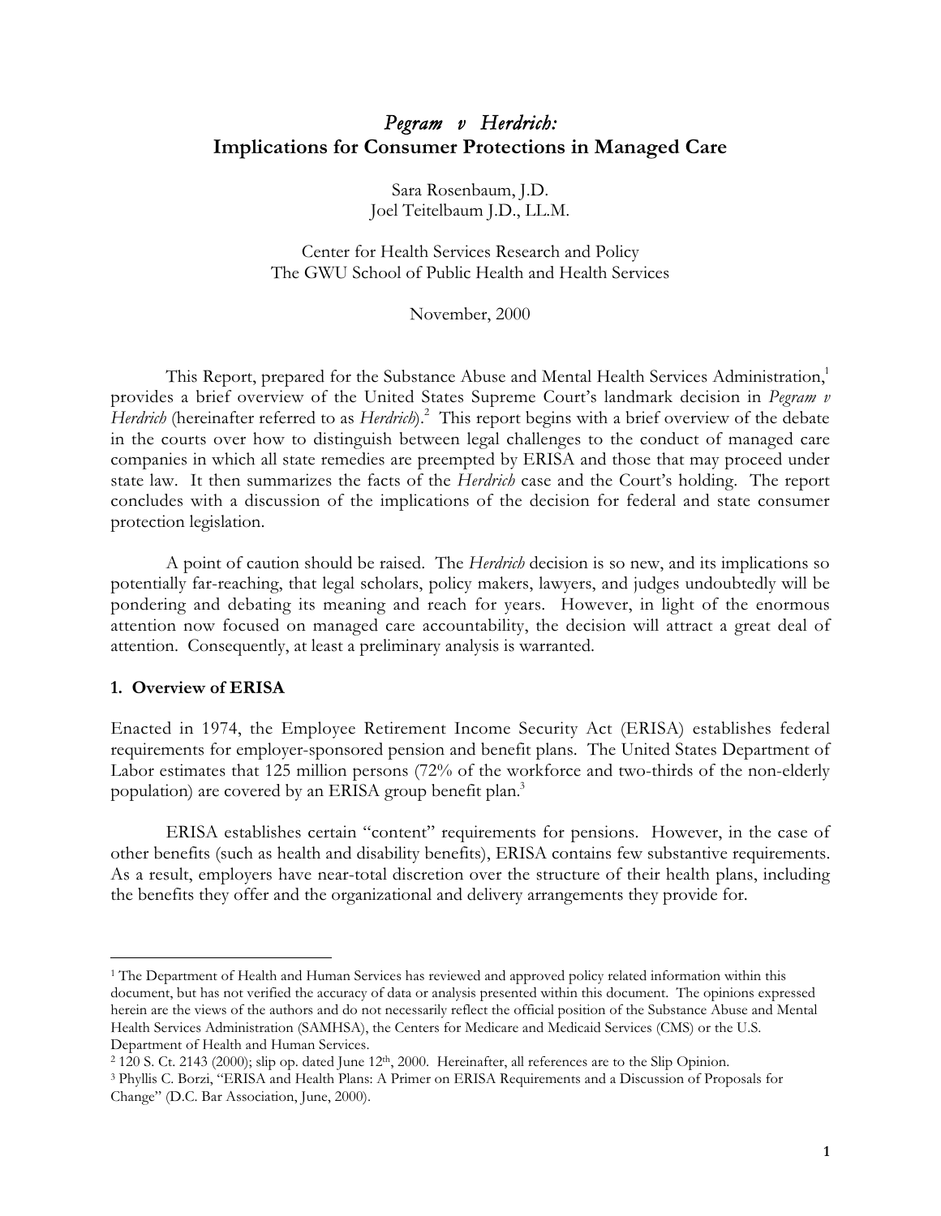# *Pegram v Herdrich:* Implications for Consumer Protections in Managed Care

Sara Rosenbaum, J.D.
Joel Teitelbaum J.D., LL.M.

Center for Health Services Research and Policy
The GWU School of Public Health and Health Services

November, 2000

This Report, prepared for the Substance Abuse and Mental Health Services Administration,[1] provides a brief overview of the United States Supreme Court's landmark decision in *Pegram v Herdrich* (hereinafter referred to as *Herdrich*).[2] This report begins with a brief overview of the debate in the courts over how to distinguish between legal challenges to the conduct of managed care companies in which all state remedies are preempted by ERISA and those that may proceed under state law. It then summarizes the facts of the *Herdrich* case and the Court's holding. The report concludes with a discussion of the implications of the decision for federal and state consumer protection legislation.

A point of caution should be raised. The *Herdrich* decision is so new, and its implications so potentially far-reaching, that legal scholars, policy makers, lawyers, and judges undoubtedly will be pondering and debating its meaning and reach for years. However, in light of the enormous attention now focused on managed care accountability, the decision will attract a great deal of attention. Consequently, at least a preliminary analysis is warranted.

## 1. Overview of ERISA

Enacted in 1974, the Employee Retirement Income Security Act (ERISA) establishes federal requirements for employer-sponsored pension and benefit plans. The United States Department of Labor estimates that 125 million persons (72% of the workforce and two-thirds of the non-elderly population) are covered by an ERISA group benefit plan.[3]

ERISA establishes certain "content" requirements for pensions. However, in the case of other benefits (such as health and disability benefits), ERISA contains few substantive requirements. As a result, employers have near-total discretion over the structure of their health plans, including the benefits they offer and the organizational and delivery arrangements they provide for.

---

[1] The Department of Health and Human Services has reviewed and approved policy related information within this document, but has not verified the accuracy of data or analysis presented within this document. The opinions expressed herein are the views of the authors and do not necessarily reflect the official position of the Substance Abuse and Mental Health Services Administration (SAMHSA), the Centers for Medicare and Medicaid Services (CMS) or the U.S. Department of Health and Human Services.

[2] 120 S. Ct. 2143 (2000); slip op. dated June 12th, 2000. Hereinafter, all references are to the Slip Opinion.

[3] Phyllis C. Borzi, "ERISA and Health Plans: A Primer on ERISA Requirements and a Discussion of Proposals for Change" (D.C. Bar Association, June, 2000).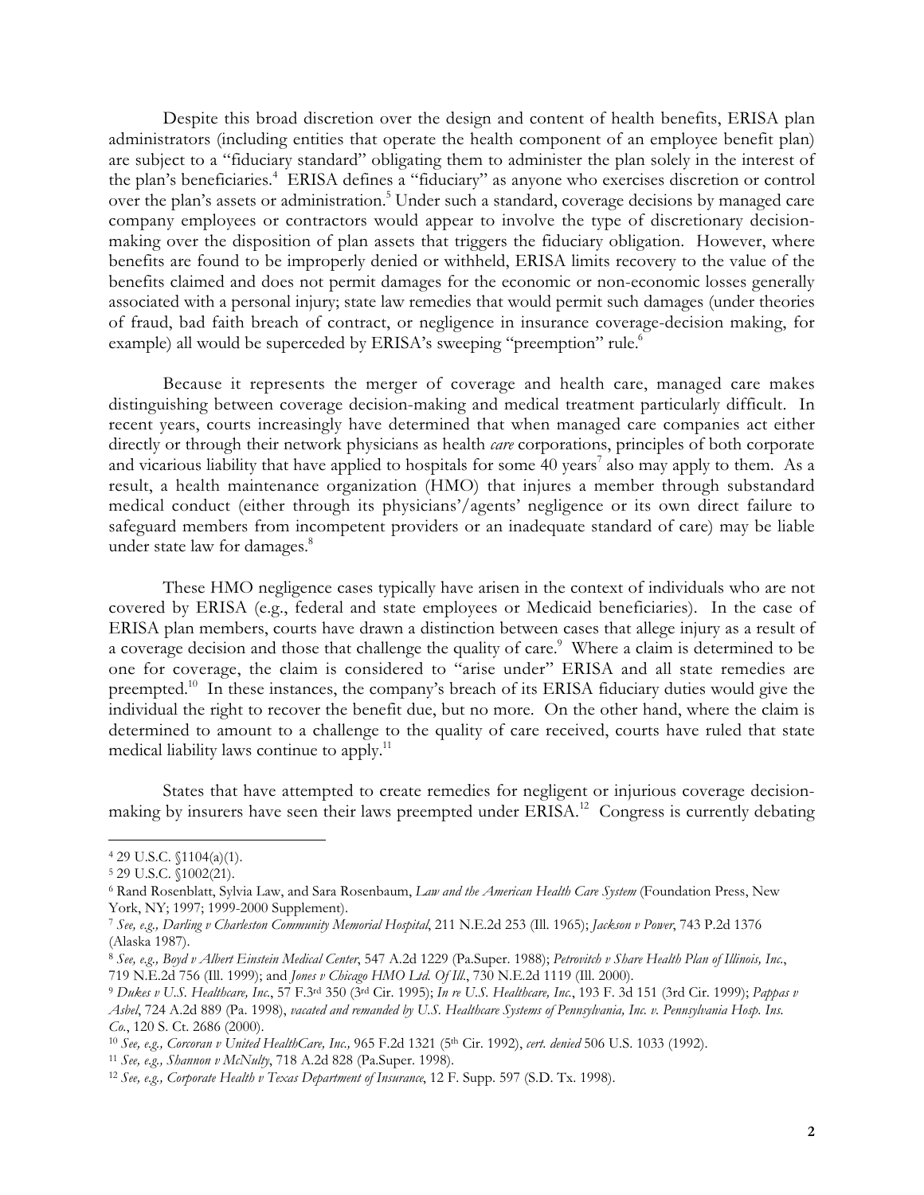Despite this broad discretion over the design and content of health benefits, ERISA plan administrators (including entities that operate the health component of an employee benefit plan) are subject to a "fiduciary standard" obligating them to administer the plan solely in the interest of the plan's beneficiaries.[4] ERISA defines a "fiduciary" as anyone who exercises discretion or control over the plan's assets or administration.[5] Under such a standard, coverage decisions by managed care company employees or contractors would appear to involve the type of discretionary decision-making over the disposition of plan assets that triggers the fiduciary obligation. However, where benefits are found to be improperly denied or withheld, ERISA limits recovery to the value of the benefits claimed and does not permit damages for the economic or non-economic losses generally associated with a personal injury; state law remedies that would permit such damages (under theories of fraud, bad faith breach of contract, or negligence in insurance coverage-decision making, for example) all would be superceded by ERISA's sweeping "preemption" rule.[6]

Because it represents the merger of coverage and health care, managed care makes distinguishing between coverage decision-making and medical treatment particularly difficult. In recent years, courts increasingly have determined that when managed care companies act either directly or through their network physicians as health *care* corporations, principles of both corporate and vicarious liability that have applied to hospitals for some 40 years[7] also may apply to them. As a result, a health maintenance organization (HMO) that injures a member through substandard medical conduct (either through its physicians'/agents' negligence or its own direct failure to safeguard members from incompetent providers or an inadequate standard of care) may be liable under state law for damages.[8]

These HMO negligence cases typically have arisen in the context of individuals who are not covered by ERISA (e.g., federal and state employees or Medicaid beneficiaries). In the case of ERISA plan members, courts have drawn a distinction between cases that allege injury as a result of a coverage decision and those that challenge the quality of care.[9] Where a claim is determined to be one for coverage, the claim is considered to "arise under" ERISA and all state remedies are preempted.[10] In these instances, the company's breach of its ERISA fiduciary duties would give the individual the right to recover the benefit due, but no more. On the other hand, where the claim is determined to amount to a challenge to the quality of care received, courts have ruled that state medical liability laws continue to apply.[11]

States that have attempted to create remedies for negligent or injurious coverage decision-making by insurers have seen their laws preempted under ERISA.[12] Congress is currently debating

---

[4] 29 U.S.C. §1104(a)(1).

[5] 29 U.S.C. §1002(21).

[6] Rand Rosenblatt, Sylvia Law, and Sara Rosenbaum, *Law and the American Health Care System* (Foundation Press, New York, NY; 1997; 1999-2000 Supplement).

[7] *See, e.g., Darling v Charleston Community Memorial Hospital*, 211 N.E.2d 253 (Ill. 1965); *Jackson v Power*, 743 P.2d 1376 (Alaska 1987).

[8] *See, e.g., Boyd v Albert Einstein Medical Center*, 547 A.2d 1229 (Pa.Super. 1988); *Petrovitch v Share Health Plan of Illinois, Inc.*, 719 N.E.2d 756 (Ill. 1999); and *Jones v Chicago HMO Ltd. Of Ill.*, 730 N.E.2d 1119 (Ill. 2000).

[9] *Dukes v U.S. Healthcare, Inc.*, 57 F.3rd 350 (3rd Cir. 1995); *In re U.S. Healthcare, Inc.*, 193 F. 3d 151 (3rd Cir. 1999); *Pappas v Asbel*, 724 A.2d 889 (Pa. 1998), *vacated and remanded by U.S. Healthcare Systems of Pennsylvania, Inc. v. Pennsylvania Hosp. Ins. Co.*, 120 S. Ct. 2686 (2000).

[10] *See, e.g., Corcoran v United HealthCare, Inc.,* 965 F.2d 1321 (5th Cir. 1992), *cert. denied* 506 U.S. 1033 (1992).

[11] *See, e.g., Shannon v McNulty*, 718 A.2d 828 (Pa.Super. 1998).

[12] *See, e.g., Corporate Health v Texas Department of Insurance*, 12 F. Supp. 597 (S.D. Tx. 1998).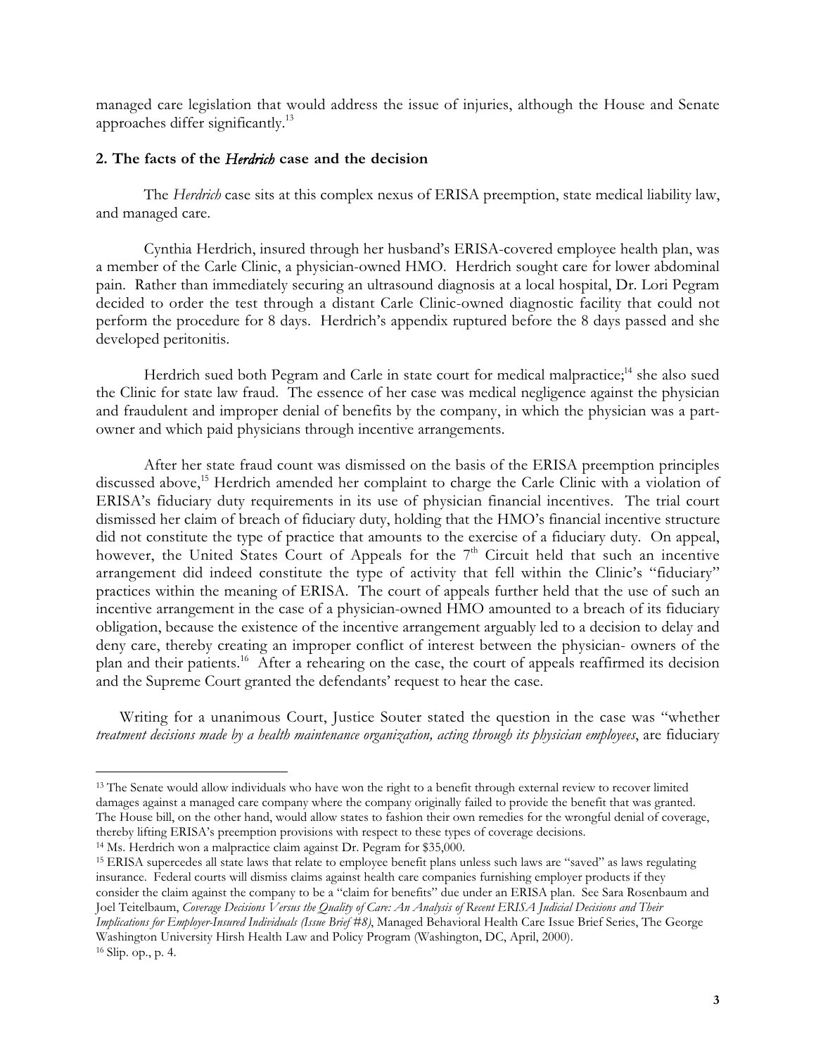managed care legislation that would address the issue of injuries, although the House and Senate approaches differ significantly.[13]

### 2. The facts of the *Herdrich* case and the decision

The *Herdrich* case sits at this complex nexus of ERISA preemption, state medical liability law, and managed care.

Cynthia Herdrich, insured through her husband's ERISA-covered employee health plan, was a member of the Carle Clinic, a physician-owned HMO. Herdrich sought care for lower abdominal pain. Rather than immediately securing an ultrasound diagnosis at a local hospital, Dr. Lori Pegram decided to order the test through a distant Carle Clinic-owned diagnostic facility that could not perform the procedure for 8 days. Herdrich's appendix ruptured before the 8 days passed and she developed peritonitis.

Herdrich sued both Pegram and Carle in state court for medical malpractice;[14] she also sued the Clinic for state law fraud. The essence of her case was medical negligence against the physician and fraudulent and improper denial of benefits by the company, in which the physician was a part-owner and which paid physicians through incentive arrangements.

After her state fraud count was dismissed on the basis of the ERISA preemption principles discussed above,[15] Herdrich amended her complaint to charge the Carle Clinic with a violation of ERISA's fiduciary duty requirements in its use of physician financial incentives. The trial court dismissed her claim of breach of fiduciary duty, holding that the HMO's financial incentive structure did not constitute the type of practice that amounts to the exercise of a fiduciary duty. On appeal, however, the United States Court of Appeals for the 7th Circuit held that such an incentive arrangement did indeed constitute the type of activity that fell within the Clinic's "fiduciary" practices within the meaning of ERISA. The court of appeals further held that the use of such an incentive arrangement in the case of a physician-owned HMO amounted to a breach of its fiduciary obligation, because the existence of the incentive arrangement arguably led to a decision to delay and deny care, thereby creating an improper conflict of interest between the physician- owners of the plan and their patients.[16] After a rehearing on the case, the court of appeals reaffirmed its decision and the Supreme Court granted the defendants' request to hear the case.

Writing for a unanimous Court, Justice Souter stated the question in the case was "whether *treatment decisions made by a health maintenance organization, acting through its physician employees*, are fiduciary

---

[13] The Senate would allow individuals who have won the right to a benefit through external review to recover limited damages against a managed care company where the company originally failed to provide the benefit that was granted. The House bill, on the other hand, would allow states to fashion their own remedies for the wrongful denial of coverage, thereby lifting ERISA's preemption provisions with respect to these types of coverage decisions.

[14] Ms. Herdrich won a malpractice claim against Dr. Pegram for $35,000.

[15] ERISA supercedes all state laws that relate to employee benefit plans unless such laws are "saved" as laws regulating insurance. Federal courts will dismiss claims against health care companies furnishing employer products if they consider the claim against the company to be a "claim for benefits" due under an ERISA plan. See Sara Rosenbaum and Joel Teitelbaum, *Coverage Decisions Versus the Quality of Care: An Analysis of Recent ERISA Judicial Decisions and Their Implications for Employer-Insured Individuals (Issue Brief #8)*, Managed Behavioral Health Care Issue Brief Series, The George Washington University Hirsh Health Law and Policy Program (Washington, DC, April, 2000).

[16] Slip. op., p. 4.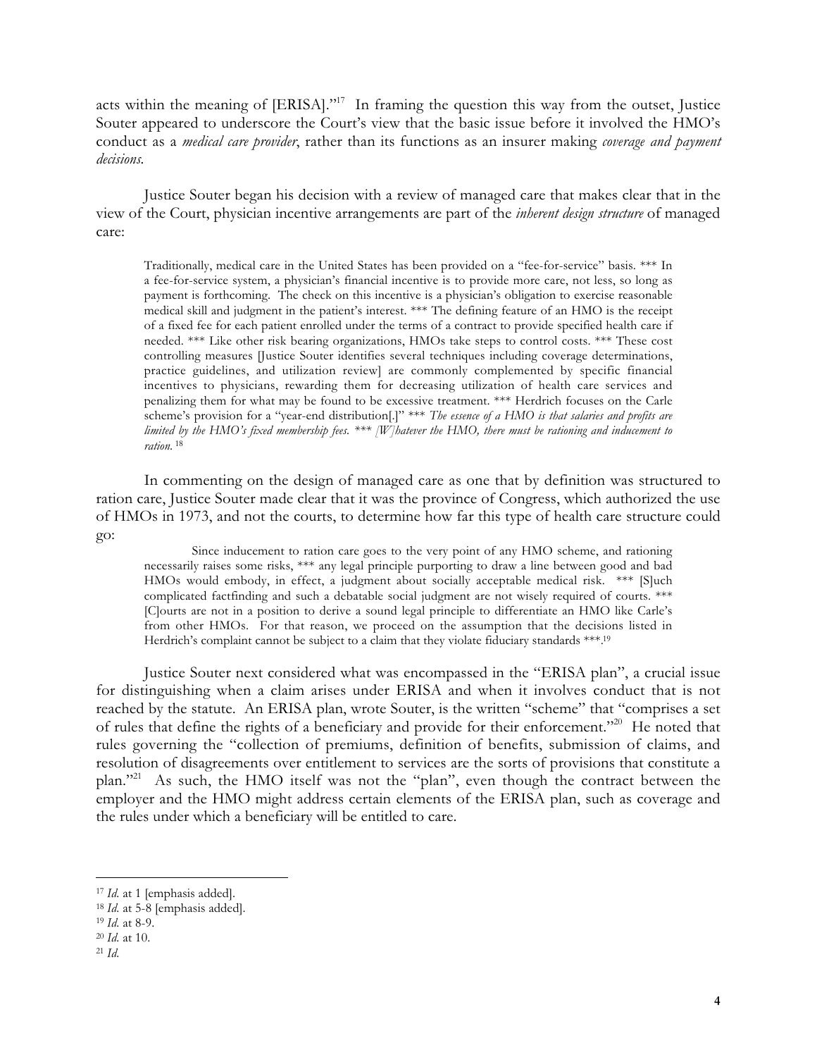acts within the meaning of [ERISA]."[17] In framing the question this way from the outset, Justice Souter appeared to underscore the Court's view that the basic issue before it involved the HMO's conduct as a *medical care provider*, rather than its functions as an insurer making *coverage and payment decisions.*

Justice Souter began his decision with a review of managed care that makes clear that in the view of the Court, physician incentive arrangements are part of the *inherent design structure* of managed care:

> Traditionally, medical care in the United States has been provided on a "fee-for-service" basis. *** In a fee-for-service system, a physician's financial incentive is to provide more care, not less, so long as payment is forthcoming. The check on this incentive is a physician's obligation to exercise reasonable medical skill and judgment in the patient's interest. *** The defining feature of an HMO is the receipt of a fixed fee for each patient enrolled under the terms of a contract to provide specified health care if needed. *** Like other risk bearing organizations, HMOs take steps to control costs. *** These cost controlling measures [Justice Souter identifies several techniques including coverage determinations, practice guidelines, and utilization review] are commonly complemented by specific financial incentives to physicians, rewarding them for decreasing utilization of health care services and penalizing them for what may be found to be excessive treatment. *** Herdrich focuses on the Carle scheme's provision for a "year-end distribution[.]" *** *The essence of a HMO is that salaries and profits are limited by the HMO's fixed membership fees. *** [W]hatever the HMO, there must be rationing and inducement to ration.* [18]

In commenting on the design of managed care as one that by definition was structured to ration care, Justice Souter made clear that it was the province of Congress, which authorized the use of HMOs in 1973, and not the courts, to determine how far this type of health care structure could go:

> Since inducement to ration care goes to the very point of any HMO scheme, and rationing necessarily raises some risks, *** any legal principle purporting to draw a line between good and bad HMOs would embody, in effect, a judgment about socially acceptable medical risk. *** [S]uch complicated factfinding and such a debatable social judgment are not wisely required of courts. *** [C]ourts are not in a position to derive a sound legal principle to differentiate an HMO like Carle's from other HMOs. For that reason, we proceed on the assumption that the decisions listed in Herdrich's complaint cannot be subject to a claim that they violate fiduciary standards ***.[19]

Justice Souter next considered what was encompassed in the "ERISA plan", a crucial issue for distinguishing when a claim arises under ERISA and when it involves conduct that is not reached by the statute. An ERISA plan, wrote Souter, is the written "scheme" that "comprises a set of rules that define the rights of a beneficiary and provide for their enforcement."[20] He noted that rules governing the "collection of premiums, definition of benefits, submission of claims, and resolution of disagreements over entitlement to services are the sorts of provisions that constitute a plan."[21] As such, the HMO itself was not the "plan", even though the contract between the employer and the HMO might address certain elements of the ERISA plan, such as coverage and the rules under which a beneficiary will be entitled to care.

---

[17] *Id.* at 1 [emphasis added].

[18] *Id.* at 5-8 [emphasis added].

[19] *Id.* at 8-9.

[20] *Id.* at 10.

[21] *Id.*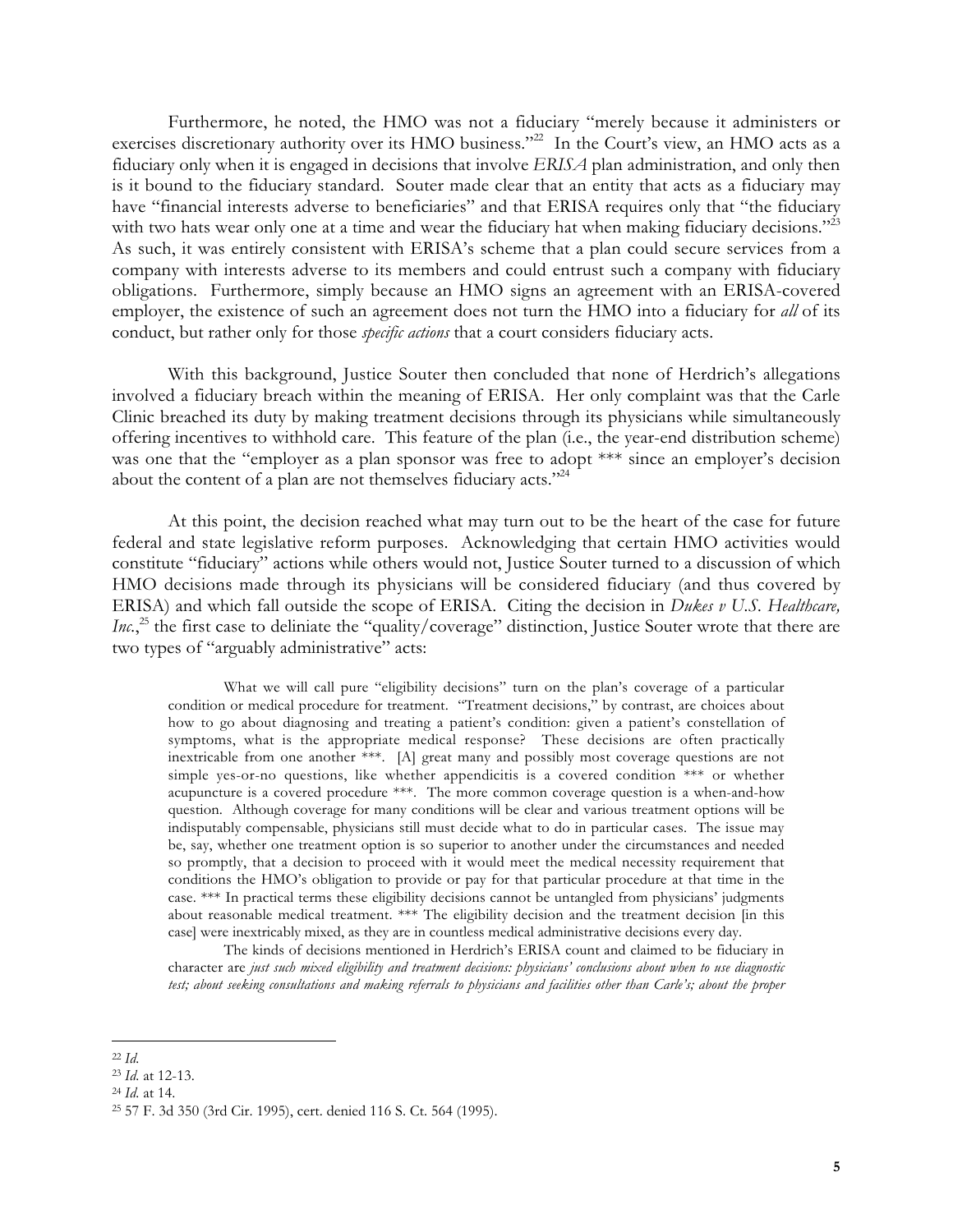Furthermore, he noted, the HMO was not a fiduciary "merely because it administers or exercises discretionary authority over its HMO business."[22] In the Court's view, an HMO acts as a fiduciary only when it is engaged in decisions that involve *ERISA* plan administration, and only then is it bound to the fiduciary standard. Souter made clear that an entity that acts as a fiduciary may have "financial interests adverse to beneficiaries" and that ERISA requires only that "the fiduciary with two hats wear only one at a time and wear the fiduciary hat when making fiduciary decisions."[23] As such, it was entirely consistent with ERISA's scheme that a plan could secure services from a company with interests adverse to its members and could entrust such a company with fiduciary obligations. Furthermore, simply because an HMO signs an agreement with an ERISA-covered employer, the existence of such an agreement does not turn the HMO into a fiduciary for *all* of its conduct, but rather only for those *specific actions* that a court considers fiduciary acts.

With this background, Justice Souter then concluded that none of Herdrich's allegations involved a fiduciary breach within the meaning of ERISA. Her only complaint was that the Carle Clinic breached its duty by making treatment decisions through its physicians while simultaneously offering incentives to withhold care. This feature of the plan (i.e., the year-end distribution scheme) was one that the "employer as a plan sponsor was free to adopt *** since an employer's decision about the content of a plan are not themselves fiduciary acts."[24]

At this point, the decision reached what may turn out to be the heart of the case for future federal and state legislative reform purposes. Acknowledging that certain HMO activities would constitute "fiduciary" actions while others would not, Justice Souter turned to a discussion of which HMO decisions made through its physicians will be considered fiduciary (and thus covered by ERISA) and which fall outside the scope of ERISA. Citing the decision in *Dukes v U.S. Healthcare, Inc.*,[25] the first case to deliniate the "quality/coverage" distinction, Justice Souter wrote that there are two types of "arguably administrative" acts:

> What we will call pure "eligibility decisions" turn on the plan's coverage of a particular condition or medical procedure for treatment. "Treatment decisions," by contrast, are choices about how to go about diagnosing and treating a patient's condition: given a patient's constellation of symptoms, what is the appropriate medical response? These decisions are often practically inextricable from one another ***. [A] great many and possibly most coverage questions are not simple yes-or-no questions, like whether appendicitis is a covered condition *** or whether acupuncture is a covered procedure ***. The more common coverage question is a when-and-how question. Although coverage for many conditions will be clear and various treatment options will be indisputably compensable, physicians still must decide what to do in particular cases. The issue may be, say, whether one treatment option is so superior to another under the circumstances and needed so promptly, that a decision to proceed with it would meet the medical necessity requirement that conditions the HMO's obligation to provide or pay for that particular procedure at that time in the case. *** In practical terms these eligibility decisions cannot be untangled from physicians' judgments about reasonable medical treatment. *** The eligibility decision and the treatment decision [in this case] were inextricably mixed, as they are in countless medical administrative decisions every day.
>
> The kinds of decisions mentioned in Herdrich's ERISA count and claimed to be fiduciary in character are *just such mixed eligibility and treatment decisions: physicians' conclusions about when to use diagnostic test; about seeking consultations and making referrals to physicians and facilities other than Carle's; about the proper*

---

[22] *Id.*

[23] *Id.* at 12-13.

[24] *Id.* at 14.

[25] 57 F. 3d 350 (3rd Cir. 1995), cert. denied 116 S. Ct. 564 (1995).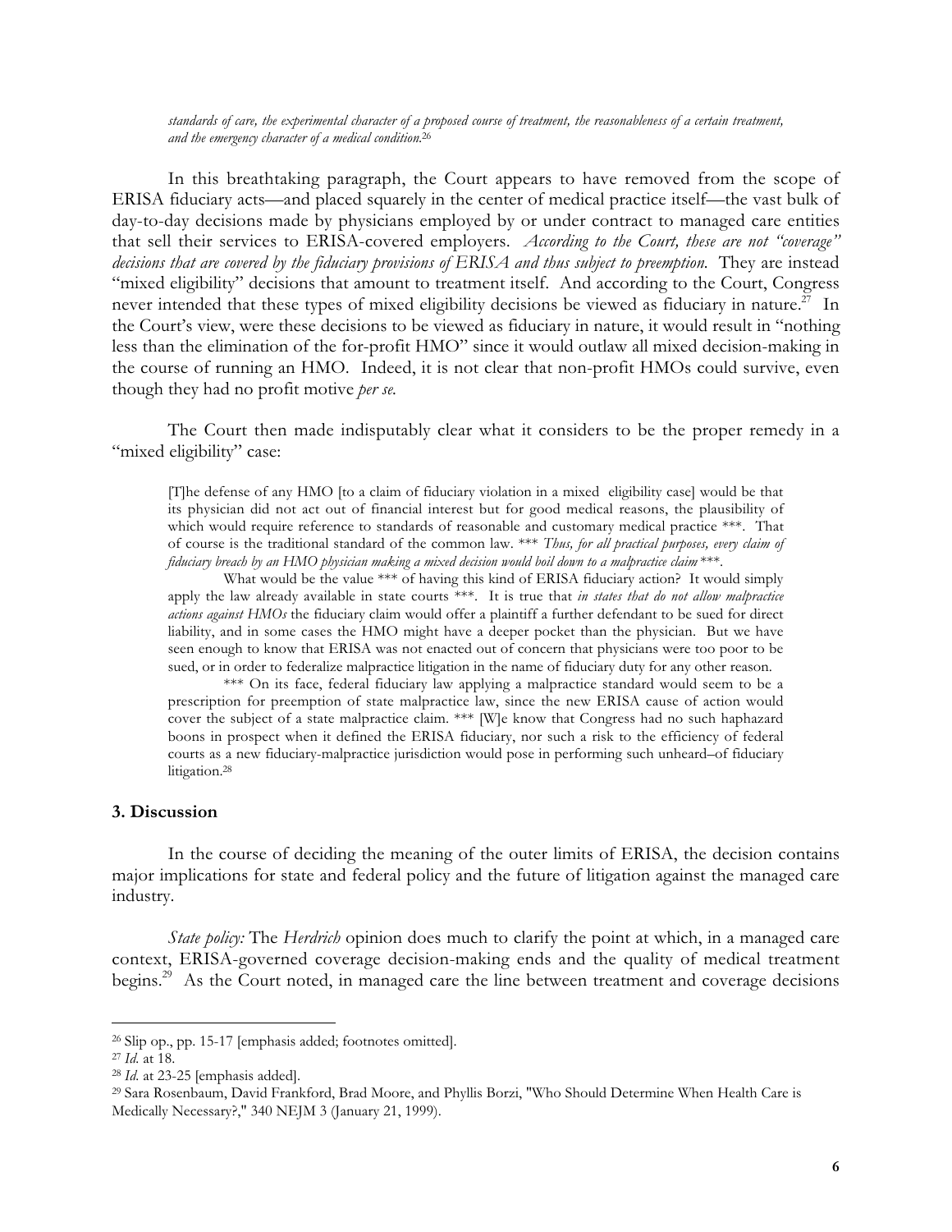*standards of care, the experimental character of a proposed course of treatment, the reasonableness of a certain treatment, and the emergency character of a medical condition.*[26]

In this breathtaking paragraph, the Court appears to have removed from the scope of ERISA fiduciary acts—and placed squarely in the center of medical practice itself—the vast bulk of day-to-day decisions made by physicians employed by or under contract to managed care entities that sell their services to ERISA-covered employers. *According to the Court, these are not "coverage" decisions that are covered by the fiduciary provisions of ERISA and thus subject to preemption.* They are instead "mixed eligibility" decisions that amount to treatment itself. And according to the Court, Congress never intended that these types of mixed eligibility decisions be viewed as fiduciary in nature.[27] In the Court's view, were these decisions to be viewed as fiduciary in nature, it would result in "nothing less than the elimination of the for-profit HMO" since it would outlaw all mixed decision-making in the course of running an HMO. Indeed, it is not clear that non-profit HMOs could survive, even though they had no profit motive *per se.*

The Court then made indisputably clear what it considers to be the proper remedy in a "mixed eligibility" case:

> [T]he defense of any HMO [to a claim of fiduciary violation in a mixed eligibility case] would be that its physician did not act out of financial interest but for good medical reasons, the plausibility of which would require reference to standards of reasonable and customary medical practice ***. That of course is the traditional standard of the common law. *** *Thus, for all practical purposes, every claim of fiduciary breach by an HMO physician making a mixed decision would boil down to a malpractice claim* ***.
>
> What would be the value *** of having this kind of ERISA fiduciary action? It would simply apply the law already available in state courts ***. It is true that *in states that do not allow malpractice actions against HMOs* the fiduciary claim would offer a plaintiff a further defendant to be sued for direct liability, and in some cases the HMO might have a deeper pocket than the physician. But we have seen enough to know that ERISA was not enacted out of concern that physicians were too poor to be sued, or in order to federalize malpractice litigation in the name of fiduciary duty for any other reason.
>
> *** On its face, federal fiduciary law applying a malpractice standard would seem to be a prescription for preemption of state malpractice law, since the new ERISA cause of action would cover the subject of a state malpractice claim. *** [W]e know that Congress had no such haphazard boons in prospect when it defined the ERISA fiduciary, nor such a risk to the efficiency of federal courts as a new fiduciary-malpractice jurisdiction would pose in performing such unheard–of fiduciary litigation.[28]

### 3. Discussion

In the course of deciding the meaning of the outer limits of ERISA, the decision contains major implications for state and federal policy and the future of litigation against the managed care industry.

*State policy:* The *Herdrich* opinion does much to clarify the point at which, in a managed care context, ERISA-governed coverage decision-making ends and the quality of medical treatment begins.[29] As the Court noted, in managed care the line between treatment and coverage decisions

---

[26] Slip op., pp. 15-17 [emphasis added; footnotes omitted].

[27] *Id.* at 18.

[28] *Id.* at 23-25 [emphasis added].

[29] Sara Rosenbaum, David Frankford, Brad Moore, and Phyllis Borzi, "Who Should Determine When Health Care is Medically Necessary?," 340 NEJM 3 (January 21, 1999).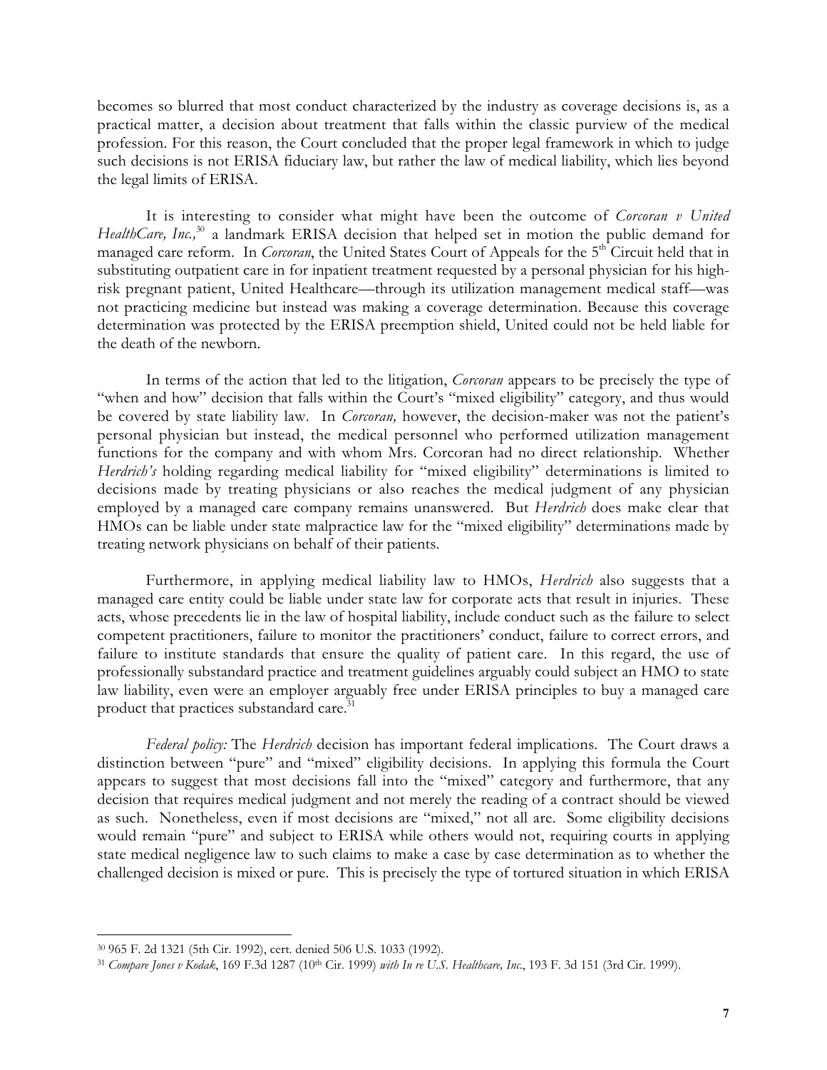becomes so blurred that most conduct characterized by the industry as coverage decisions is, as a practical matter, a decision about treatment that falls within the classic purview of the medical profession. For this reason, the Court concluded that the proper legal framework in which to judge such decisions is not ERISA fiduciary law, but rather the law of medical liability, which lies beyond the legal limits of ERISA.

It is interesting to consider what might have been the outcome of *Corcoran v United HealthCare, Inc.,*[30] a landmark ERISA decision that helped set in motion the public demand for managed care reform. In *Corcoran*, the United States Court of Appeals for the 5th Circuit held that in substituting outpatient care in for inpatient treatment requested by a personal physician for his high-risk pregnant patient, United Healthcare—through its utilization management medical staff—was not practicing medicine but instead was making a coverage determination. Because this coverage determination was protected by the ERISA preemption shield, United could not be held liable for the death of the newborn.

In terms of the action that led to the litigation, *Corcoran* appears to be precisely the type of "when and how" decision that falls within the Court's "mixed eligibility" category, and thus would be covered by state liability law. In *Corcoran,* however, the decision-maker was not the patient's personal physician but instead, the medical personnel who performed utilization management functions for the company and with whom Mrs. Corcoran had no direct relationship. Whether *Herdrich's* holding regarding medical liability for "mixed eligibility" determinations is limited to decisions made by treating physicians or also reaches the medical judgment of any physician employed by a managed care company remains unanswered. But *Herdrich* does make clear that HMOs can be liable under state malpractice law for the "mixed eligibility" determinations made by treating network physicians on behalf of their patients.

Furthermore, in applying medical liability law to HMOs, *Herdrich* also suggests that a managed care entity could be liable under state law for corporate acts that result in injuries. These acts, whose precedents lie in the law of hospital liability, include conduct such as the failure to select competent practitioners, failure to monitor the practitioners' conduct, failure to correct errors, and failure to institute standards that ensure the quality of patient care. In this regard, the use of professionally substandard practice and treatment guidelines arguably could subject an HMO to state law liability, even were an employer arguably free under ERISA principles to buy a managed care product that practices substandard care.[31]

*Federal policy:* The *Herdrich* decision has important federal implications. The Court draws a distinction between "pure" and "mixed" eligibility decisions. In applying this formula the Court appears to suggest that most decisions fall into the "mixed" category and furthermore, that any decision that requires medical judgment and not merely the reading of a contract should be viewed as such. Nonetheless, even if most decisions are "mixed," not all are. Some eligibility decisions would remain "pure" and subject to ERISA while others would not, requiring courts in applying state medical negligence law to such claims to make a case by case determination as to whether the challenged decision is mixed or pure. This is precisely the type of tortured situation in which ERISA

---

[30] 965 F. 2d 1321 (5th Cir. 1992), cert. denied 506 U.S. 1033 (1992).

[31] *Compare Jones v Kodak*, 169 F.3d 1287 (10th Cir. 1999) *with In re U.S. Healthcare, Inc.*, 193 F. 3d 151 (3rd Cir. 1999).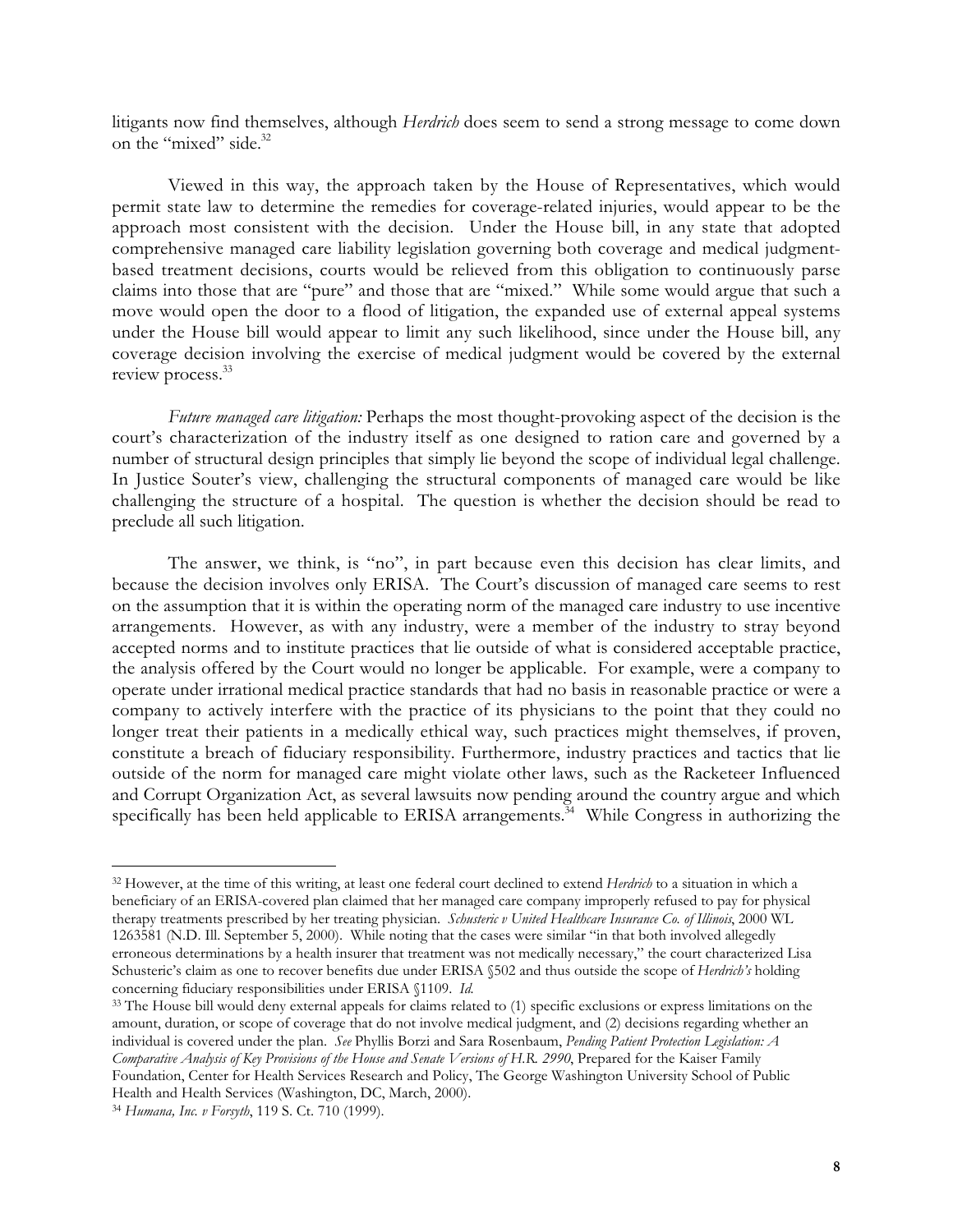litigants now find themselves, although *Herdrich* does seem to send a strong message to come down on the "mixed" side.[32]

Viewed in this way, the approach taken by the House of Representatives, which would permit state law to determine the remedies for coverage-related injuries, would appear to be the approach most consistent with the decision. Under the House bill, in any state that adopted comprehensive managed care liability legislation governing both coverage and medical judgment-based treatment decisions, courts would be relieved from this obligation to continuously parse claims into those that are "pure" and those that are "mixed." While some would argue that such a move would open the door to a flood of litigation, the expanded use of external appeal systems under the House bill would appear to limit any such likelihood, since under the House bill, any coverage decision involving the exercise of medical judgment would be covered by the external review process.[33]

*Future managed care litigation:* Perhaps the most thought-provoking aspect of the decision is the court's characterization of the industry itself as one designed to ration care and governed by a number of structural design principles that simply lie beyond the scope of individual legal challenge. In Justice Souter's view, challenging the structural components of managed care would be like challenging the structure of a hospital. The question is whether the decision should be read to preclude all such litigation.

The answer, we think, is "no", in part because even this decision has clear limits, and because the decision involves only ERISA. The Court's discussion of managed care seems to rest on the assumption that it is within the operating norm of the managed care industry to use incentive arrangements. However, as with any industry, were a member of the industry to stray beyond accepted norms and to institute practices that lie outside of what is considered acceptable practice, the analysis offered by the Court would no longer be applicable. For example, were a company to operate under irrational medical practice standards that had no basis in reasonable practice or were a company to actively interfere with the practice of its physicians to the point that they could no longer treat their patients in a medically ethical way, such practices might themselves, if proven, constitute a breach of fiduciary responsibility. Furthermore, industry practices and tactics that lie outside of the norm for managed care might violate other laws, such as the Racketeer Influenced and Corrupt Organization Act, as several lawsuits now pending around the country argue and which specifically has been held applicable to ERISA arrangements.[34] While Congress in authorizing the

---

[32] However, at the time of this writing, at least one federal court declined to extend *Herdrich* to a situation in which a beneficiary of an ERISA-covered plan claimed that her managed care company improperly refused to pay for physical therapy treatments prescribed by her treating physician. *Schusteric v United Healthcare Insurance Co. of Illinois*, 2000 WL 1263581 (N.D. Ill. September 5, 2000). While noting that the cases were similar "in that both involved allegedly erroneous determinations by a health insurer that treatment was not medically necessary," the court characterized Lisa Schusteric's claim as one to recover benefits due under ERISA §502 and thus outside the scope of *Herdrich's* holding concerning fiduciary responsibilities under ERISA §1109. *Id.*

[33] The House bill would deny external appeals for claims related to (1) specific exclusions or express limitations on the amount, duration, or scope of coverage that do not involve medical judgment, and (2) decisions regarding whether an individual is covered under the plan. *See* Phyllis Borzi and Sara Rosenbaum, *Pending Patient Protection Legislation: A Comparative Analysis of Key Provisions of the House and Senate Versions of H.R. 2990*, Prepared for the Kaiser Family Foundation, Center for Health Services Research and Policy, The George Washington University School of Public Health and Health Services (Washington, DC, March, 2000).

[34] *Humana, Inc. v Forsyth*, 119 S. Ct. 710 (1999).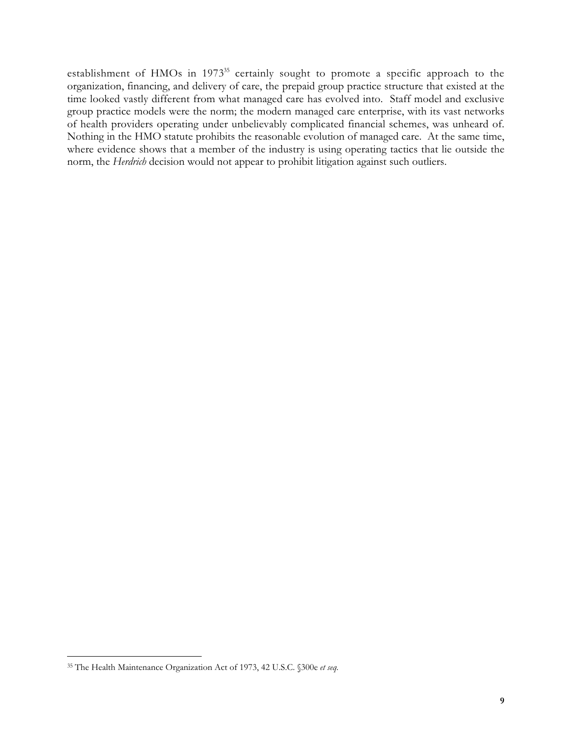establishment of HMOs in 1973[35] certainly sought to promote a specific approach to the organization, financing, and delivery of care, the prepaid group practice structure that existed at the time looked vastly different from what managed care has evolved into. Staff model and exclusive group practice models were the norm; the modern managed care enterprise, with its vast networks of health providers operating under unbelievably complicated financial schemes, was unheard of. Nothing in the HMO statute prohibits the reasonable evolution of managed care. At the same time, where evidence shows that a member of the industry is using operating tactics that lie outside the norm, the *Herdrich* decision would not appear to prohibit litigation against such outliers.

---

[35] The Health Maintenance Organization Act of 1973, 42 U.S.C. §300e *et seq.*